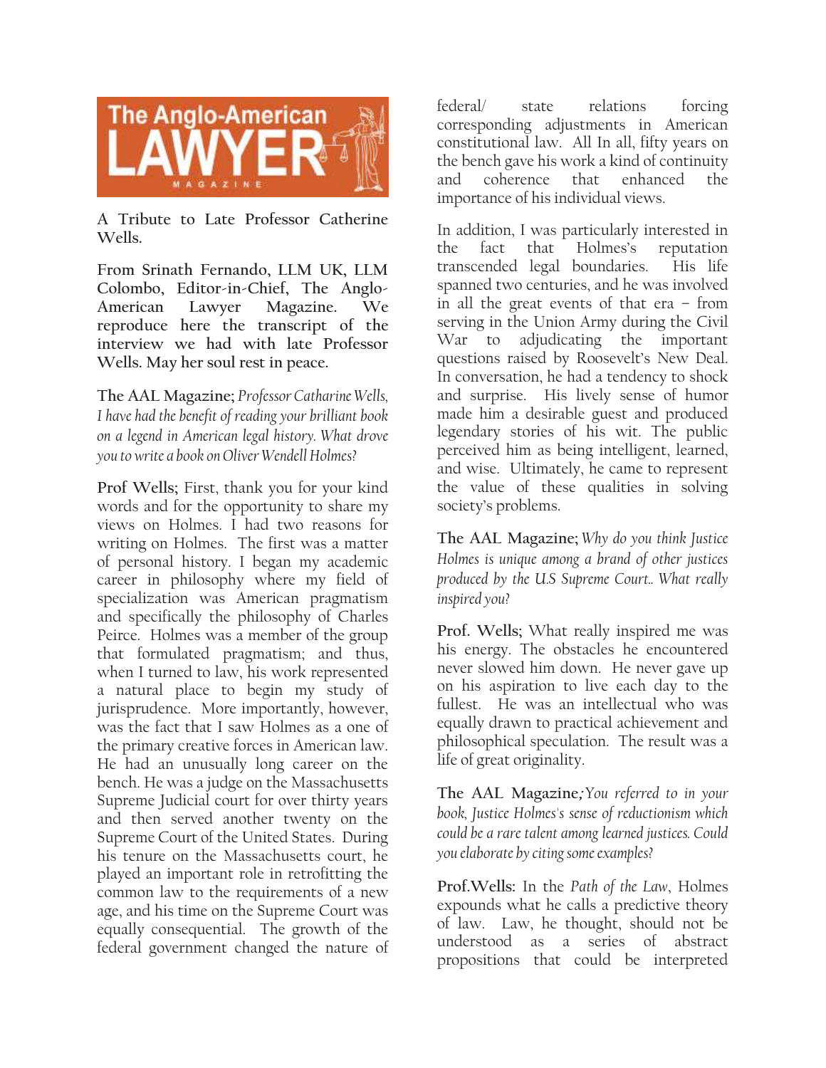**A Tribute to Late Professor Catherine Wells.**

**From Srinath Fernando, LLM UK, LLM Colombo, Editor-in-Chief, The Anglo-American Lawyer Magazine. We reproduce here the transcript of the interview we had with late Professor Wells. May her soul rest in peace.**

**The AAL Magazine;** *Professor Catharine Wells, I have had the benefit of reading your brilliant book on a legend in American legal history. What drove you to write a book on Oliver Wendell Holmes?*

**Prof Wells;** First, thank you for your kind words and for the opportunity to share my views on Holmes. I had two reasons for writing on Holmes. The first was a matter of personal history. I began my academic career in philosophy where my field of specialization was American pragmatism and specifically the philosophy of Charles Peirce. Holmes was a member of the group that formulated pragmatism; and thus, when I turned to law, his work represented a natural place to begin my study of jurisprudence. More importantly, however, was the fact that I saw Holmes as a one of the primary creative forces in American law. He had an unusually long career on the bench. He was a judge on the Massachusetts Supreme Judicial court for over thirty years and then served another twenty on the Supreme Court of the United States. During his tenure on the Massachusetts court, he played an important role in retrofitting the common law to the requirements of a new age, and his time on the Supreme Court was equally consequential. The growth of the federal government changed the nature of federal/ state relations forcing corresponding adjustments in American constitutional law. All In all, fifty years on the bench gave his work a kind of continuity and coherence that enhanced the importance of his individual views.

In addition, I was particularly interested in the fact that Holmes's reputation transcended legal boundaries. His life spanned two centuries, and he was involved in all the great events of that era – from serving in the Union Army during the Civil War to adjudicating the important questions raised by Roosevelt's New Deal. In conversation, he had a tendency to shock and surprise. His lively sense of humor made him a desirable guest and produced legendary stories of his wit. The public perceived him as being intelligent, learned, and wise. Ultimately, he came to represent the value of these qualities in solving society's problems.

**The AAL Magazine;** *Why do you think Justice Holmes is unique among a brand of other justices produced by the U.S Supreme Court.. What really inspired you?*

**Prof. Wells;** What really inspired me was his energy. The obstacles he encountered never slowed him down. He never gave up on his aspiration to live each day to the fullest. He was an intellectual who was equally drawn to practical achievement and philosophical speculation. The result was a life of great originality.

**The AAL Magazine;** *You referred to in your book, Justice Holmes's sense of reductionism which could be a rare talent among learned justices. Could you elaborate by citing some examples?*

**Prof.Wells:** In the *Path of the Law*, Holmes expounds what he calls a predictive theory of law. Law, he thought, should not be understood as a series of abstract propositions that could be interpreted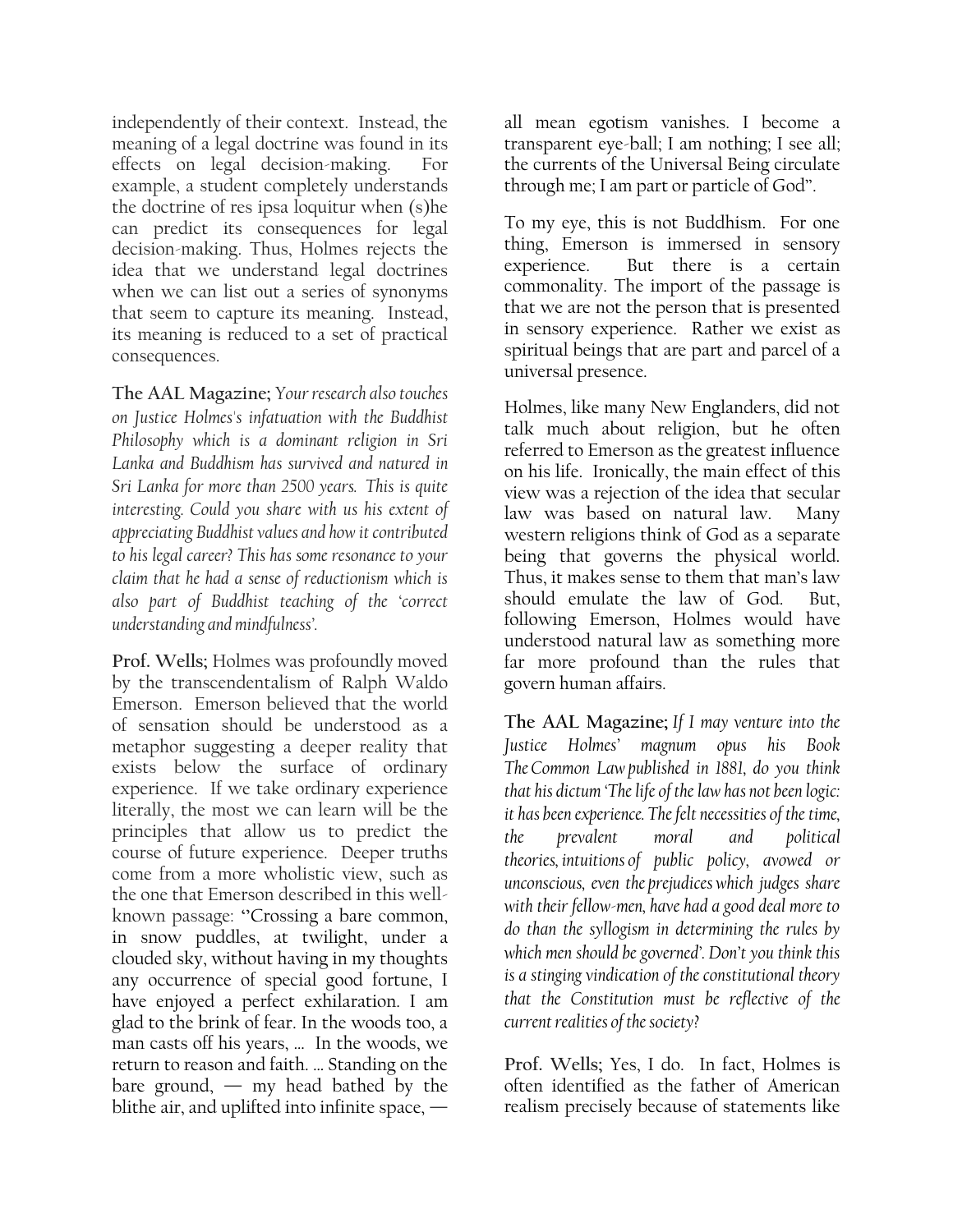independently of their context. Instead, the meaning of a legal doctrine was found in its effects on legal decision-making. For example, a student completely understands the doctrine of res ipsa loquitur when (s)he can predict its consequences for legal decision-making. Thus, Holmes rejects the idea that we understand legal doctrines when we can list out a series of synonyms that seem to capture its meaning. Instead, its meaning is reduced to a set of practical consequences.

**The AAL Magazine;** *Your research also touches on Justice Holmes's infatuation with the Buddhist Philosophy which is a dominant religion in Sri Lanka and Buddhism has survived and natured in Sri Lanka for more than 2500 years. This is quite interesting. Could you share with us his extent of appreciating Buddhist values and how it contributed to his legal career? This has some resonance to your claim that he had a sense of reductionism which is also part of Buddhist teaching of the 'correct understanding and mindfulness'.*

**Prof. Wells;** Holmes was profoundly moved by the transcendentalism of Ralph Waldo Emerson. Emerson believed that the world of sensation should be understood as a metaphor suggesting a deeper reality that exists below the surface of ordinary experience. If we take ordinary experience literally, the most we can learn will be the principles that allow us to predict the course of future experience. Deeper truths come from a more wholistic view, such as the one that Emerson described in this well-known passage: "Crossing a bare common, in snow puddles, at twilight, under a clouded sky, without having in my thoughts any occurrence of special good fortune, I have enjoyed a perfect exhilaration. I am glad to the brink of fear. In the woods too, a man casts off his years, … In the woods, we return to reason and faith. … Standing on the bare ground, — my head bathed by the blithe air, and uplifted into infinite space, — all mean egotism vanishes. I become a transparent eye-ball; I am nothing; I see all; the currents of the Universal Being circulate through me; I am part or particle of God".

To my eye, this is not Buddhism. For one thing, Emerson is immersed in sensory experience. But there is a certain commonality. The import of the passage is that we are not the person that is presented in sensory experience. Rather we exist as spiritual beings that are part and parcel of a universal presence.

Holmes, like many New Englanders, did not talk much about religion, but he often referred to Emerson as the greatest influence on his life. Ironically, the main effect of this view was a rejection of the idea that secular law was based on natural law. Many western religions think of God as a separate being that governs the physical world. Thus, it makes sense to them that man's law should emulate the law of God. But, following Emerson, Holmes would have understood natural law as something more far more profound than the rules that govern human affairs.

**The AAL Magazine;** *If I may venture into the Justice Holmes' magnum opus his Book The Common Law published in 1881, do you think that his dictum 'The life of the law has not been logic: it has been experience. The felt necessities of the time, the prevalent moral and political theories, intuitions of public policy, avowed or unconscious, even the prejudices which judges share with their fellow-men, have had a good deal more to do than the syllogism in determining the rules by which men should be governed'. Don't you think this is a stinging vindication of the constitutional theory that the Constitution must be reflective of the current realities of the society?*

**Prof. Wells;** Yes, I do. In fact, Holmes is often identified as the father of American realism precisely because of statements like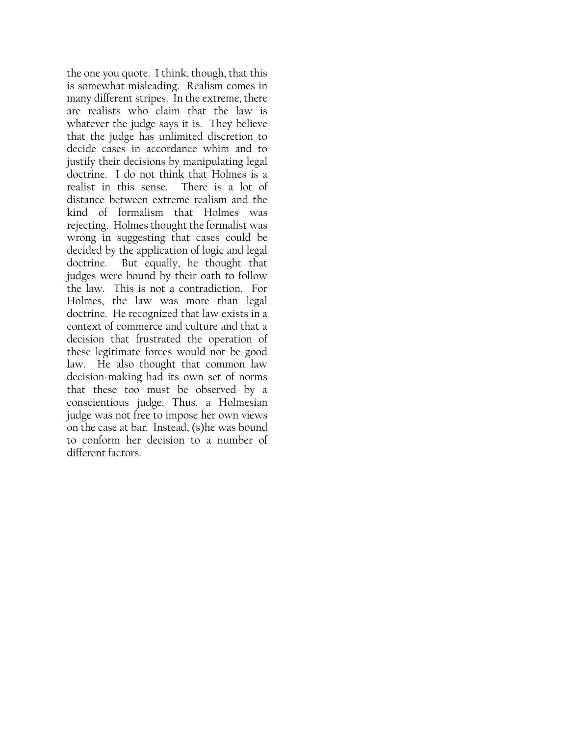the one you quote. I think, though, that this is somewhat misleading. Realism comes in many different stripes. In the extreme, there are realists who claim that the law is whatever the judge says it is. They believe that the judge has unlimited discretion to decide cases in accordance whim and to justify their decisions by manipulating legal doctrine. I do not think that Holmes is a realist in this sense. There is a lot of distance between extreme realism and the kind of formalism that Holmes was rejecting. Holmes thought the formalist was wrong in suggesting that cases could be decided by the application of logic and legal doctrine. But equally, he thought that judges were bound by their oath to follow the law. This is not a contradiction. For Holmes, the law was more than legal doctrine. He recognized that law exists in a context of commerce and culture and that a decision that frustrated the operation of these legitimate forces would not be good law. He also thought that common law decision-making had its own set of norms that these too must be observed by a conscientious judge. Thus, a Holmesian judge was not free to impose her own views on the case at bar. Instead, (s)he was bound to conform her decision to a number of different factors.